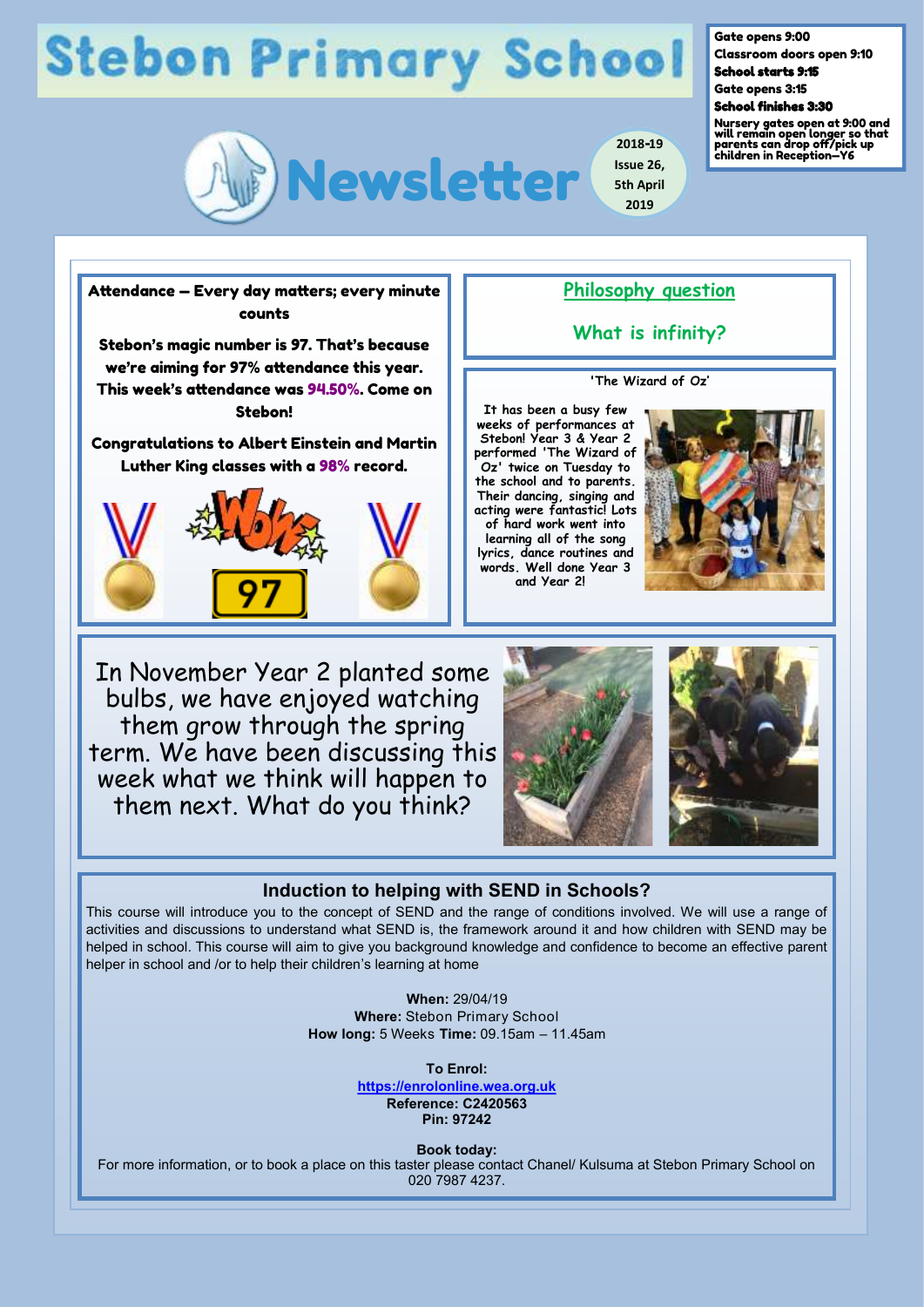# Stebon Primary School

**Gate opens 9:00**
**Classroom doors open 9:10**
**School starts 9:15**
**Gate opens 3:15**
**School finishes 3:30**
**Nursery gates open at 9:00 and will remain open longer so that parents can drop off/pick up children in Reception—Y6**

# Newsletter

2018-19 Issue 26, 5th April 2019

## Attendance — Every day matters; every minute counts

**Stebon's magic number is 97. That's because we're aiming for 97% attendance this year. This week's attendance was 94.50%. Come on Stebon!**

**Congratulations to Albert Einstein and Martin Luther King classes with a 98% record.**

WOW 97

## Philosophy question

## What is infinity?

### 'The Wizard of Oz'

It has been a busy few weeks of performances at Stebon! Year 3 & Year 2 performed 'The Wizard of Oz' twice on Tuesday to the school and to parents. Their dancing, singing and acting were fantastic! Lots of hard work went into learning all of the song lyrics, dance routines and words. Well done Year 3 and Year 2!

In November Year 2 planted some bulbs, we have enjoyed watching them grow through the spring term. We have been discussing this week what we think will happen to them next. What do you think?

## Induction to helping with SEND in Schools?

This course will introduce you to the concept of SEND and the range of conditions involved. We will use a range of activities and discussions to understand what SEND is, the framework around it and how children with SEND may be helped in school. This course will aim to give you background knowledge and confidence to become an effective parent helper in school and /or to help their children's learning at home

**When:** 29/04/19
**Where:** Stebon Primary School
**How long:** 5 Weeks **Time:** 09.15am – 11.45am

**To Enrol:**
https://enrolonline.wea.org.uk
**Reference: C2420563**
**Pin: 97242**

**Book today:**
For more information, or to book a place on this taster please contact Chanel/ Kulsuma at Stebon Primary School on 020 7987 4237.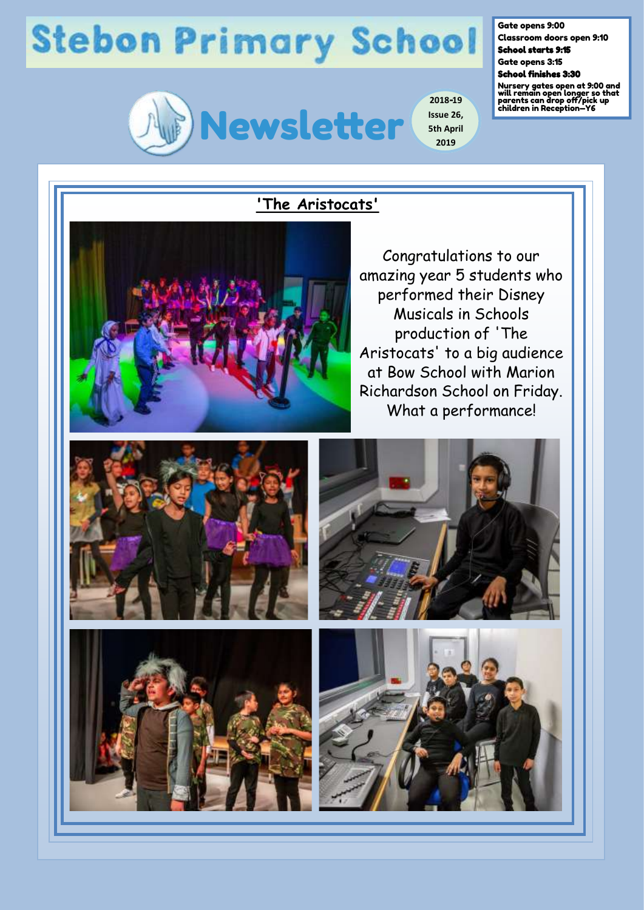# Stebon Primary School

Gate opens 9:00
Classroom doors open 9:10
**School starts 9:15**
Gate opens 3:15
**School finishes 3:30**
Nursery gates open at 9:00 and will remain open longer so that parents can drop off/pick up children in Reception—Y6

## Newsletter

2018-19
Issue 26,
5th April
2019

### 'The Aristocats'

Congratulations to our amazing year 5 students who performed their Disney Musicals in Schools production of 'The Aristocats' to a big audience at Bow School with Marion Richardson School on Friday. What a performance!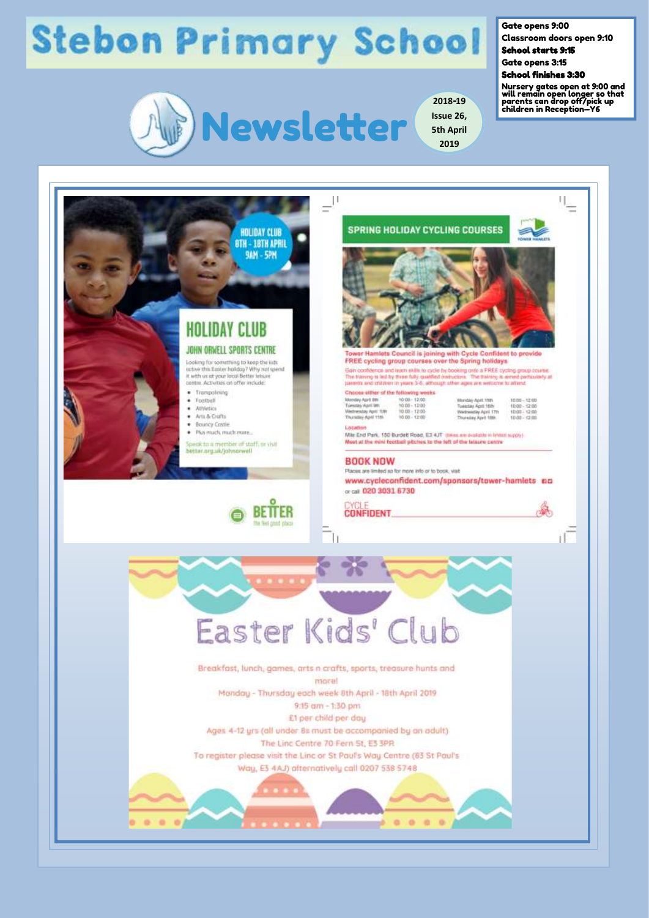# Stebon Primary School

Gate opens 9:00
Classroom doors open 9:10
**School starts 9:15**
Gate opens 3:15
**School finishes 3:30**
Nursery gates open at 9:00 and will remain open longer so that parents can drop off/pick up children in Reception—Y6

# Newsletter

2018-19
Issue 26,
5th April
2019

## HOLIDAY CLUB

HOLIDAY CLUB 8TH - 18TH APRIL 9AM - 5PM

### JOHN ORWELL SPORTS CENTRE

Looking for something to keep the kids active this Easter holiday? Why not spend it with us at your local Better leisure centre. Activities on offer include:

- Trampolining
- Football
- Athletics
- Arts & Crafts
- Bouncy Castle
- Plus much, much more...

Speak to a member of staff, or visit better.org.uk/johnorwell

BETTER the feel good place

## SPRING HOLIDAY CYCLING COURSES

**Tower Hamlets Council is joining with Cycle Confident to provide FREE cycling group courses over the Spring holidays**

Gain confidence and learn skills to cycle by booking onto a FREE cycling group course. The training is led by three fully qualified instructors. The training is aimed particularly at parents and children in years 3-6, although other ages are welcome to attend.

**Choose either of the following weeks**

| | | | |
|---|---|---|---|
| Monday April 8th | 10:00 - 12:00 | Monday April 15th | 10:00 - 12:00 |
| Tuesday April 9th | 10:00 - 12:00 | Tuesday April 16th | 10:00 - 12:00 |
| Wednesday April 10th | 10:00 - 12:00 | Wednesday April 17th | 10:00 - 12:00 |
| Thursday April 11th | 10:00 - 12:00 | Thursday April 18th | 10:00 - 12:00 |

**Location**
Mile End Park, 150 Burdett Road, E3 4JT (bikes are available in limited supply)
**Meet at the mini football pitches to the left of the leisure centre**

### BOOK NOW

Places are limited so for more info or to book, visit
**www.cycleconfident.com/sponsors/tower-hamlets**
or call **020 3031 6730**

CYCLE CONFIDENT

# Easter Kids' Club

Breakfast, lunch, games, arts n crafts, sports, treasure hunts and more!

Monday - Thursday each week 8th April - 18th April 2019

9:15 am - 1:30 pm

£1 per child per day

Ages 4-12 yrs (all under 8s must be accompanied by an adult)

The Linc Centre 70 Fern St, E3 3PR

To register please visit the Linc or St Paul's Way Centre (83 St Paul's Way, E3 4AJ) alternatively call 0207 538 5748